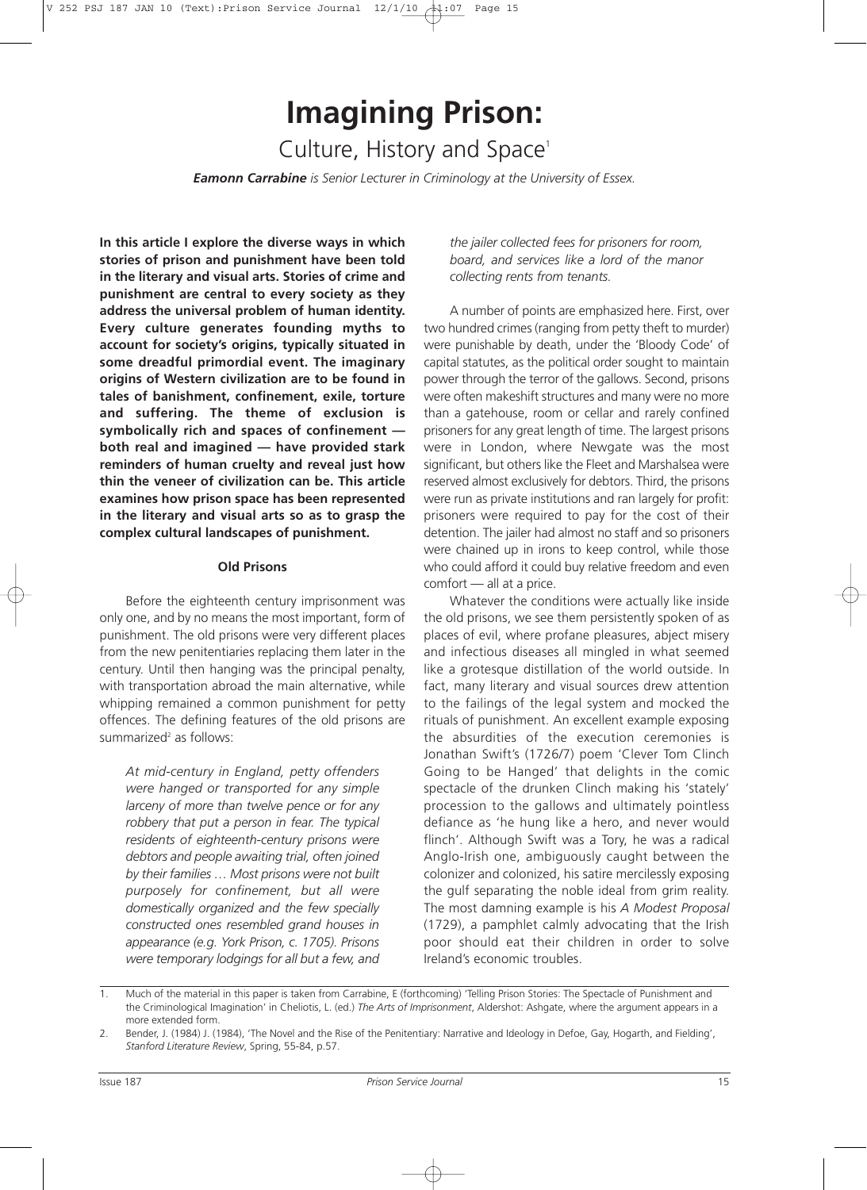# Imagining Prison:

## Culture, History and Space[1]

***Eamonn Carrabine** is Senior Lecturer in Criminology at the University of Essex.*

**In this article I explore the diverse ways in which stories of prison and punishment have been told in the literary and visual arts. Stories of crime and punishment are central to every society as they address the universal problem of human identity. Every culture generates founding myths to account for society's origins, typically situated in some dreadful primordial event. The imaginary origins of Western civilization are to be found in tales of banishment, confinement, exile, torture and suffering. The theme of exclusion is symbolically rich and spaces of confinement — both real and imagined — have provided stark reminders of human cruelty and reveal just how thin the veneer of civilization can be. This article examines how prison space has been represented in the literary and visual arts so as to grasp the complex cultural landscapes of punishment.**

### Old Prisons

Before the eighteenth century imprisonment was only one, and by no means the most important, form of punishment. The old prisons were very different places from the new penitentiaries replacing them later in the century. Until then hanging was the principal penalty, with transportation abroad the main alternative, while whipping remained a common punishment for petty offences. The defining features of the old prisons are summarized[2] as follows:

> *At mid-century in England, petty offenders were hanged or transported for any simple larceny of more than twelve pence or for any robbery that put a person in fear. The typical residents of eighteenth-century prisons were debtors and people awaiting trial, often joined by their families … Most prisons were not built purposely for confinement, but all were domestically organized and the few specially constructed ones resembled grand houses in appearance (e.g. York Prison, c. 1705). Prisons were temporary lodgings for all but a few, and the jailer collected fees for prisoners for room, board, and services like a lord of the manor collecting rents from tenants.*

A number of points are emphasized here. First, over two hundred crimes (ranging from petty theft to murder) were punishable by death, under the 'Bloody Code' of capital statutes, as the political order sought to maintain power through the terror of the gallows. Second, prisons were often makeshift structures and many were no more than a gatehouse, room or cellar and rarely confined prisoners for any great length of time. The largest prisons were in London, where Newgate was the most significant, but others like the Fleet and Marshalsea were reserved almost exclusively for debtors. Third, the prisons were run as private institutions and ran largely for profit: prisoners were required to pay for the cost of their detention. The jailer had almost no staff and so prisoners were chained up in irons to keep control, while those who could afford it could buy relative freedom and even comfort — all at a price.

Whatever the conditions were actually like inside the old prisons, we see them persistently spoken of as places of evil, where profane pleasures, abject misery and infectious diseases all mingled in what seemed like a grotesque distillation of the world outside. In fact, many literary and visual sources drew attention to the failings of the legal system and mocked the rituals of punishment. An excellent example exposing the absurdities of the execution ceremonies is Jonathan Swift's (1726/7) poem 'Clever Tom Clinch Going to be Hanged' that delights in the comic spectacle of the drunken Clinch making his 'stately' procession to the gallows and ultimately pointless defiance as 'he hung like a hero, and never would flinch'. Although Swift was a Tory, he was a radical Anglo-Irish one, ambiguously caught between the colonizer and colonized, his satire mercilessly exposing the gulf separating the noble ideal from grim reality. The most damning example is his *A Modest Proposal* (1729), a pamphlet calmly advocating that the Irish poor should eat their children in order to solve Ireland's economic troubles.

---

1. Much of the material in this paper is taken from Carrabine, E (forthcoming) 'Telling Prison Stories: The Spectacle of Punishment and the Criminological Imagination' in Cheliotis, L. (ed.) *The Arts of Imprisonment*, Aldershot: Ashgate, where the argument appears in a more extended form.
2. Bender, J. (1984) J. (1984), 'The Novel and the Rise of the Penitentiary: Narrative and Ideology in Defoe, Gay, Hogarth, and Fielding', *Stanford Literature Review*, Spring, 55-84, p.57.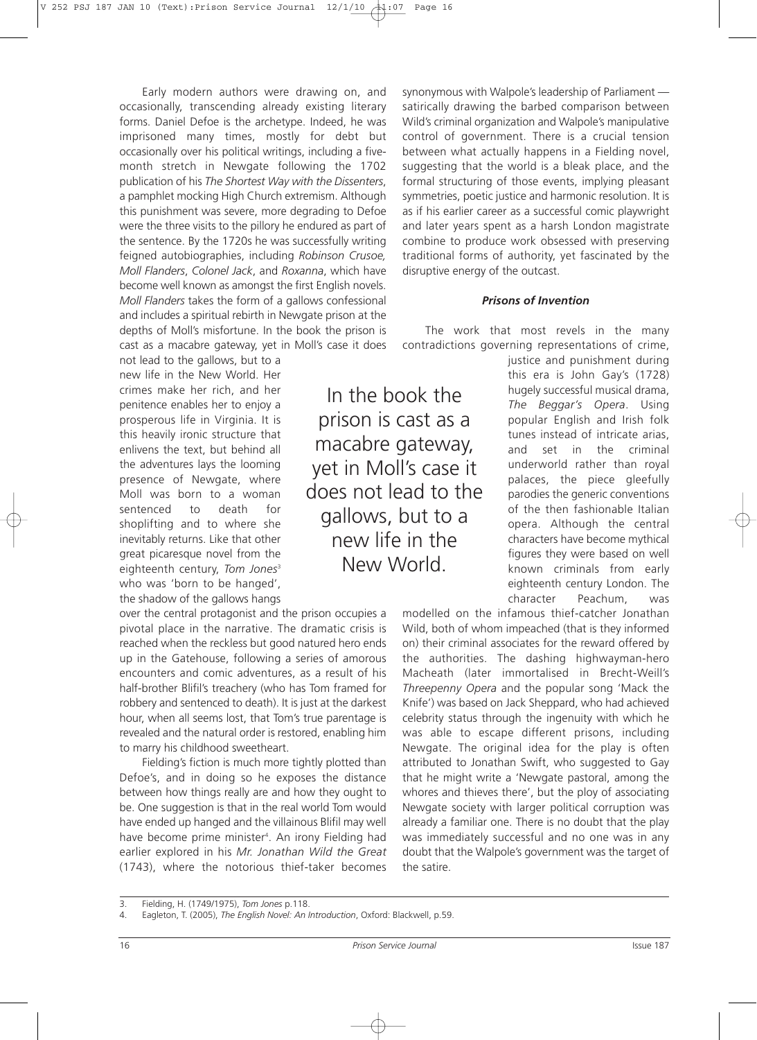Early modern authors were drawing on, and occasionally, transcending already existing literary forms. Daniel Defoe is the archetype. Indeed, he was imprisoned many times, mostly for debt but occasionally over his political writings, including a five-month stretch in Newgate following the 1702 publication of his *The Shortest Way with the Dissenters*, a pamphlet mocking High Church extremism. Although this punishment was severe, more degrading to Defoe were the three visits to the pillory he endured as part of the sentence. By the 1720s he was successfully writing feigned autobiographies, including *Robinson Crusoe, Moll Flanders*, *Colonel Jack*, and *Roxanna*, which have become well known as amongst the first English novels. *Moll Flanders* takes the form of a gallows confessional and includes a spiritual rebirth in Newgate prison at the depths of Moll's misfortune. In the book the prison is cast as a macabre gateway, yet in Moll's case it does not lead to the gallows, but to a new life in the New World. Her crimes make her rich, and her penitence enables her to enjoy a prosperous life in Virginia. It is this heavily ironic structure that enlivens the text, but behind all the adventures lays the looming presence of Newgate, where Moll was born to a woman sentenced to death for shoplifting and to where she inevitably returns. Like that other great picaresque novel from the eighteenth century, *Tom Jones*[3] who was 'born to be hanged', the shadow of the gallows hangs over the central protagonist and the prison occupies a pivotal place in the narrative. The dramatic crisis is reached when the reckless but good natured hero ends up in the Gatehouse, following a series of amorous encounters and comic adventures, as a result of his half-brother Blifil's treachery (who has Tom framed for robbery and sentenced to death). It is just at the darkest hour, when all seems lost, that Tom's true parentage is revealed and the natural order is restored, enabling him to marry his childhood sweetheart.

> In the book the prison is cast as a macabre gateway, yet in Moll's case it does not lead to the gallows, but to a new life in the New World.

Fielding's fiction is much more tightly plotted than Defoe's, and in doing so he exposes the distance between how things really are and how they ought to be. One suggestion is that in the real world Tom would have ended up hanged and the villainous Blifil may well have become prime minister[4]. An irony Fielding had earlier explored in his *Mr. Jonathan Wild the Great* (1743), where the notorious thief-taker becomes synonymous with Walpole's leadership of Parliament — satirically drawing the barbed comparison between Wild's criminal organization and Walpole's manipulative control of government. There is a crucial tension between what actually happens in a Fielding novel, suggesting that the world is a bleak place, and the formal structuring of those events, implying pleasant symmetries, poetic justice and harmonic resolution. It is as if his earlier career as a successful comic playwright and later years spent as a harsh London magistrate combine to produce work obsessed with preserving traditional forms of authority, yet fascinated by the disruptive energy of the outcast.

### *Prisons of Invention*

The work that most revels in the many contradictions governing representations of crime, justice and punishment during this era is John Gay's (1728) hugely successful musical drama, *The Beggar's Opera*. Using popular English and Irish folk tunes instead of intricate arias, and set in the criminal underworld rather than royal palaces, the piece gleefully parodies the generic conventions of the then fashionable Italian opera. Although the central characters have become mythical figures they were based on well known criminals from early eighteenth century London. The character Peachum, was modelled on the infamous thief-catcher Jonathan Wild, both of whom impeached (that is they informed on) their criminal associates for the reward offered by the authorities. The dashing highwayman-hero Macheath (later immortalised in Brecht-Weill's *Threepenny Opera* and the popular song 'Mack the Knife') was based on Jack Sheppard, who had achieved celebrity status through the ingenuity with which he was able to escape different prisons, including Newgate. The original idea for the play is often attributed to Jonathan Swift, who suggested to Gay that he might write a 'Newgate pastoral, among the whores and thieves there', but the ploy of associating Newgate society with larger political corruption was already a familiar one. There is no doubt that the play was immediately successful and no one was in any doubt that the Walpole's government was the target of the satire.

---

3. Fielding, H. (1749/1975), *Tom Jones* p.118.
4. Eagleton, T. (2005), *The English Novel: An Introduction*, Oxford: Blackwell, p.59.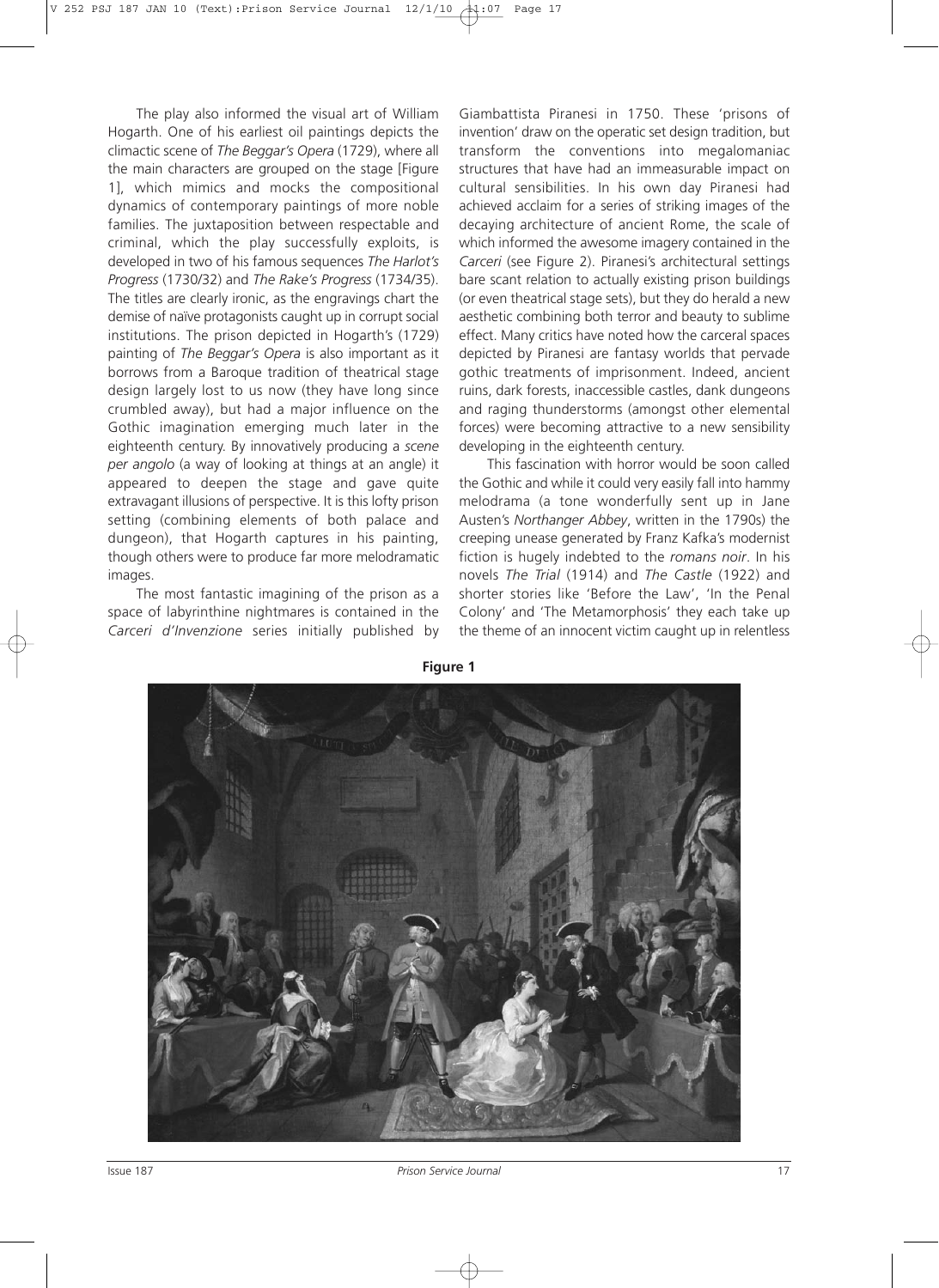The play also informed the visual art of William Hogarth. One of his earliest oil paintings depicts the climactic scene of *The Beggar's Opera* (1729), where all the main characters are grouped on the stage [Figure 1], which mimics and mocks the compositional dynamics of contemporary paintings of more noble families. The juxtaposition between respectable and criminal, which the play successfully exploits, is developed in two of his famous sequences *The Harlot's Progress* (1730/32) and *The Rake's Progress* (1734/35). The titles are clearly ironic, as the engravings chart the demise of naïve protagonists caught up in corrupt social institutions. The prison depicted in Hogarth's (1729) painting of *The Beggar's Opera* is also important as it borrows from a Baroque tradition of theatrical stage design largely lost to us now (they have long since crumbled away), but had a major influence on the Gothic imagination emerging much later in the eighteenth century. By innovatively producing a *scene per angolo* (a way of looking at things at an angle) it appeared to deepen the stage and gave quite extravagant illusions of perspective. It is this lofty prison setting (combining elements of both palace and dungeon), that Hogarth captures in his painting, though others were to produce far more melodramatic images.

The most fantastic imagining of the prison as a space of labyrinthine nightmares is contained in the *Carceri d'Invenzione* series initially published by Giambattista Piranesi in 1750. These 'prisons of invention' draw on the operatic set design tradition, but transform the conventions into megalomaniac structures that have had an immeasurable impact on cultural sensibilities. In his own day Piranesi had achieved acclaim for a series of striking images of the decaying architecture of ancient Rome, the scale of which informed the awesome imagery contained in the *Carceri* (see Figure 2). Piranesi's architectural settings bare scant relation to actually existing prison buildings (or even theatrical stage sets), but they do herald a new aesthetic combining both terror and beauty to sublime effect. Many critics have noted how the carceral spaces depicted by Piranesi are fantasy worlds that pervade gothic treatments of imprisonment. Indeed, ancient ruins, dark forests, inaccessible castles, dank dungeons and raging thunderstorms (amongst other elemental forces) were becoming attractive to a new sensibility developing in the eighteenth century.

This fascination with horror would be soon called the Gothic and while it could very easily fall into hammy melodrama (a tone wonderfully sent up in Jane Austen's *Northanger Abbey*, written in the 1790s) the creeping unease generated by Franz Kafka's modernist fiction is hugely indebted to the *romans noir*. In his novels *The Trial* (1914) and *The Castle* (1922) and shorter stories like 'Before the Law', 'In the Penal Colony' and 'The Metamorphosis' they each take up the theme of an innocent victim caught up in relentless

**Figure 1**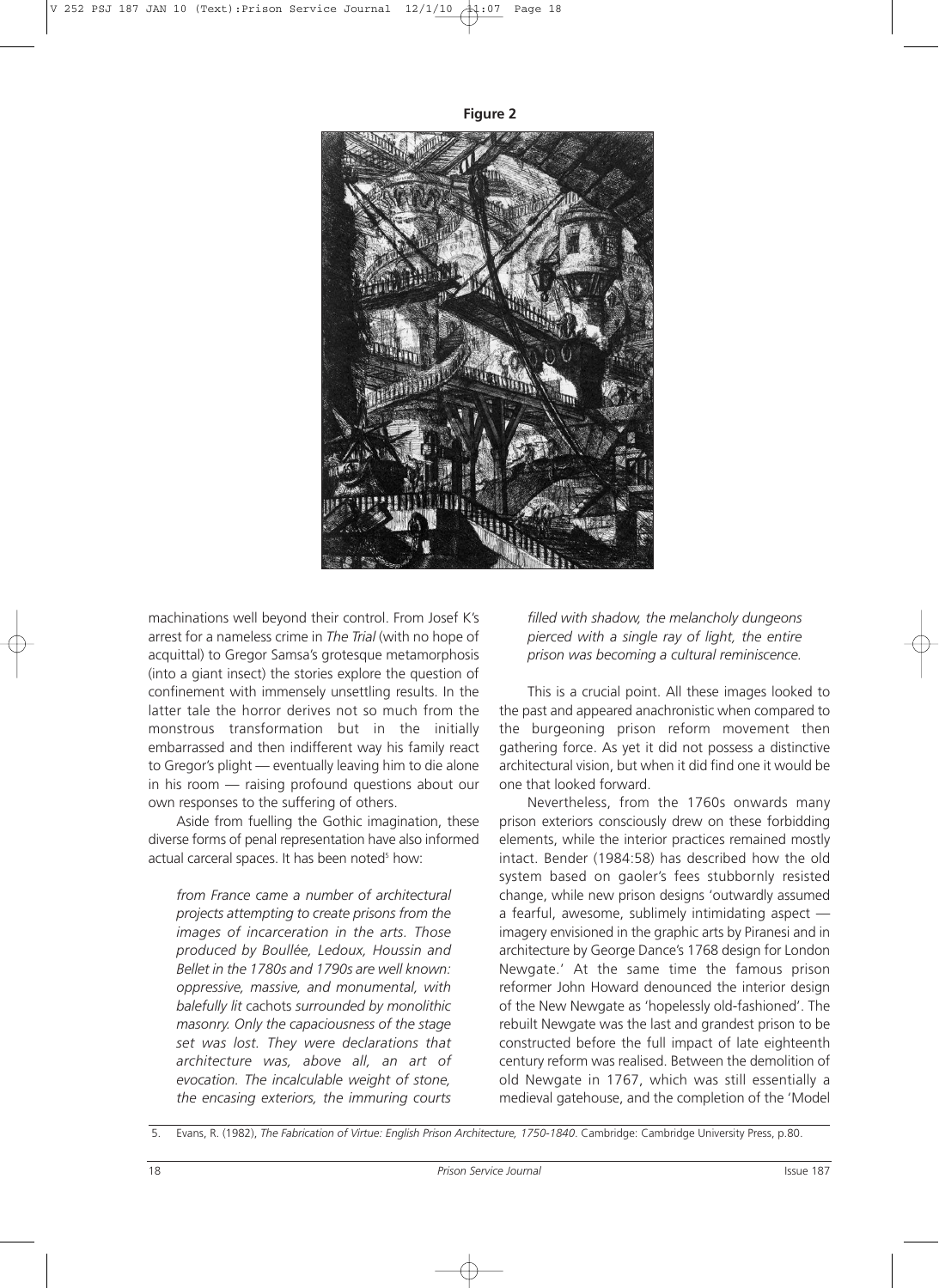**Figure 2**

machinations well beyond their control. From Josef K's arrest for a nameless crime in *The Trial* (with no hope of acquittal) to Gregor Samsa's grotesque metamorphosis (into a giant insect) the stories explore the question of confinement with immensely unsettling results. In the latter tale the horror derives not so much from the monstrous transformation but in the initially embarrassed and then indifferent way his family react to Gregor's plight — eventually leaving him to die alone in his room — raising profound questions about our own responses to the suffering of others.

Aside from fuelling the Gothic imagination, these diverse forms of penal representation have also informed actual carceral spaces. It has been noted[5] how:

> *from France came a number of architectural projects attempting to create prisons from the images of incarceration in the arts. Those produced by Boullée, Ledoux, Houssin and Bellet in the 1780s and 1790s are well known: oppressive, massive, and monumental, with balefully lit* cachots *surrounded by monolithic masonry. Only the capaciousness of the stage set was lost. They were declarations that architecture was, above all, an art of evocation. The incalculable weight of stone, the encasing exteriors, the immuring courts filled with shadow, the melancholy dungeons pierced with a single ray of light, the entire prison was becoming a cultural reminiscence.*

This is a crucial point. All these images looked to the past and appeared anachronistic when compared to the burgeoning prison reform movement then gathering force. As yet it did not possess a distinctive architectural vision, but when it did find one it would be one that looked forward.

Nevertheless, from the 1760s onwards many prison exteriors consciously drew on these forbidding elements, while the interior practices remained mostly intact. Bender (1984:58) has described how the old system based on gaoler's fees stubbornly resisted change, while new prison designs 'outwardly assumed a fearful, awesome, sublimely intimidating aspect — imagery envisioned in the graphic arts by Piranesi and in architecture by George Dance's 1768 design for London Newgate.' At the same time the famous prison reformer John Howard denounced the interior design of the New Newgate as 'hopelessly old-fashioned'. The rebuilt Newgate was the last and grandest prison to be constructed before the full impact of late eighteenth century reform was realised. Between the demolition of old Newgate in 1767, which was still essentially a medieval gatehouse, and the completion of the 'Model

5. Evans, R. (1982), *The Fabrication of Virtue: English Prison Architecture, 1750-1840*. Cambridge: Cambridge University Press, p.80.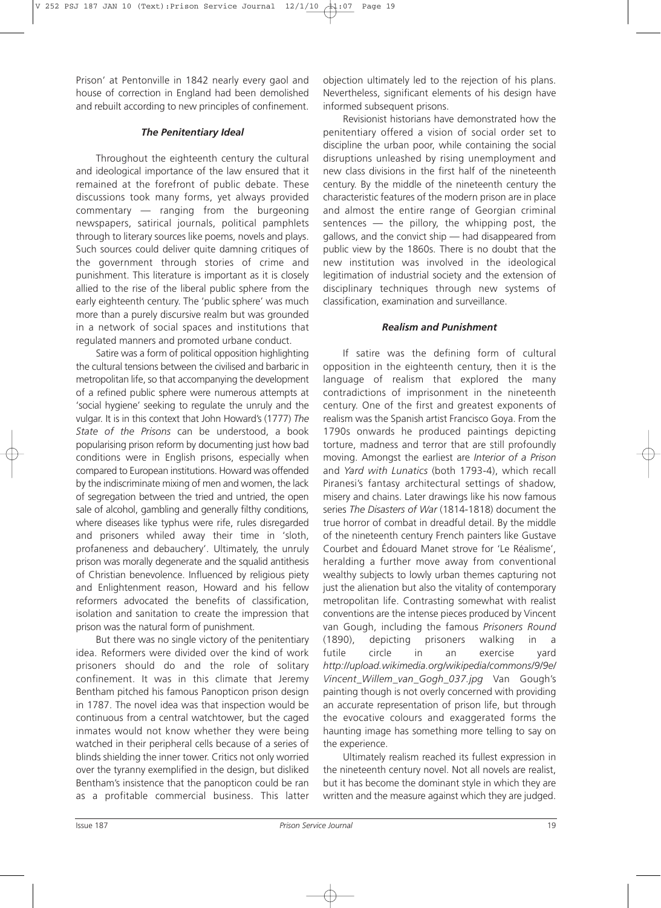Prison' at Pentonville in 1842 nearly every gaol and house of correction in England had been demolished and rebuilt according to new principles of confinement.

### *The Penitentiary Ideal*

Throughout the eighteenth century the cultural and ideological importance of the law ensured that it remained at the forefront of public debate. These discussions took many forms, yet always provided commentary — ranging from the burgeoning newspapers, satirical journals, political pamphlets through to literary sources like poems, novels and plays. Such sources could deliver quite damning critiques of the government through stories of crime and punishment. This literature is important as it is closely allied to the rise of the liberal public sphere from the early eighteenth century. The 'public sphere' was much more than a purely discursive realm but was grounded in a network of social spaces and institutions that regulated manners and promoted urbane conduct.

Satire was a form of political opposition highlighting the cultural tensions between the civilised and barbaric in metropolitan life, so that accompanying the development of a refined public sphere were numerous attempts at 'social hygiene' seeking to regulate the unruly and the vulgar. It is in this context that John Howard's (1777) *The State of the Prisons* can be understood, a book popularising prison reform by documenting just how bad conditions were in English prisons, especially when compared to European institutions. Howard was offended by the indiscriminate mixing of men and women, the lack of segregation between the tried and untried, the open sale of alcohol, gambling and generally filthy conditions, where diseases like typhus were rife, rules disregarded and prisoners whiled away their time in 'sloth, profaneness and debauchery'. Ultimately, the unruly prison was morally degenerate and the squalid antithesis of Christian benevolence. Influenced by religious piety and Enlightenment reason, Howard and his fellow reformers advocated the benefits of classification, isolation and sanitation to create the impression that prison was the natural form of punishment.

But there was no single victory of the penitentiary idea. Reformers were divided over the kind of work prisoners should do and the role of solitary confinement. It was in this climate that Jeremy Bentham pitched his famous Panopticon prison design in 1787. The novel idea was that inspection would be continuous from a central watchtower, but the caged inmates would not know whether they were being watched in their peripheral cells because of a series of blinds shielding the inner tower. Critics not only worried over the tyranny exemplified in the design, but disliked Bentham's insistence that the panopticon could be ran as a profitable commercial business. This latter objection ultimately led to the rejection of his plans. Nevertheless, significant elements of his design have informed subsequent prisons.

Revisionist historians have demonstrated how the penitentiary offered a vision of social order set to discipline the urban poor, while containing the social disruptions unleashed by rising unemployment and new class divisions in the first half of the nineteenth century. By the middle of the nineteenth century the characteristic features of the modern prison are in place and almost the entire range of Georgian criminal sentences — the pillory, the whipping post, the gallows, and the convict ship — had disappeared from public view by the 1860s. There is no doubt that the new institution was involved in the ideological legitimation of industrial society and the extension of disciplinary techniques through new systems of classification, examination and surveillance.

### *Realism and Punishment*

If satire was the defining form of cultural opposition in the eighteenth century, then it is the language of realism that explored the many contradictions of imprisonment in the nineteenth century. One of the first and greatest exponents of realism was the Spanish artist Francisco Goya. From the 1790s onwards he produced paintings depicting torture, madness and terror that are still profoundly moving. Amongst the earliest are *Interior of a Prison* and *Yard with Lunatics* (both 1793-4), which recall Piranesi's fantasy architectural settings of shadow, misery and chains. Later drawings like his now famous series *The Disasters of War* (1814-1818) document the true horror of combat in dreadful detail. By the middle of the nineteenth century French painters like Gustave Courbet and Édouard Manet strove for 'Le Réalisme', heralding a further move away from conventional wealthy subjects to lowly urban themes capturing not just the alienation but also the vitality of contemporary metropolitan life. Contrasting somewhat with realist conventions are the intense pieces produced by Vincent van Gough, including the famous *Prisoners Round* (1890), depicting prisoners walking in a futile circle in an exercise yard *http://upload.wikimedia.org/wikipedia/commons/9/9e/Vincent_Willem_van_Gogh_037.jpg* Van Gough's painting though is not overly concerned with providing an accurate representation of prison life, but through the evocative colours and exaggerated forms the haunting image has something more telling to say on the experience.

Ultimately realism reached its fullest expression in the nineteenth century novel. Not all novels are realist, but it has become the dominant style in which they are written and the measure against which they are judged.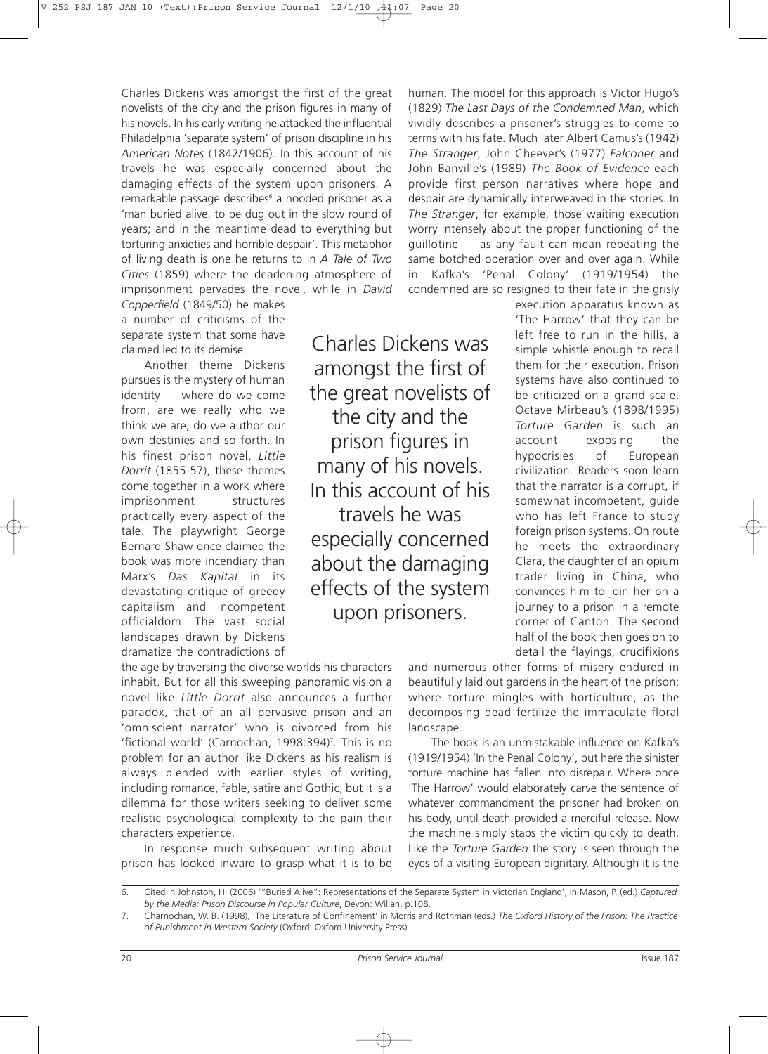Charles Dickens was amongst the first of the great novelists of the city and the prison figures in many of his novels. In his early writing he attacked the influential Philadelphia 'separate system' of prison discipline in his *American Notes* (1842/1906). In this account of his travels he was especially concerned about the damaging effects of the system upon prisoners. A remarkable passage describes[6] a hooded prisoner as a 'man buried alive, to be dug out in the slow round of years; and in the meantime dead to everything but torturing anxieties and horrible despair'. This metaphor of living death is one he returns to in *A Tale of Two Cities* (1859) where the deadening atmosphere of imprisonment pervades the novel, while in *David Copperfield* (1849/50) he makes a number of criticisms of the separate system that some have claimed led to its demise.

Another theme Dickens pursues is the mystery of human identity — where do we come from, are we really who we think we are, do we author our own destinies and so forth. In his finest prison novel, *Little Dorrit* (1855-57), these themes come together in a work where imprisonment structures practically every aspect of the tale. The playwright George Bernard Shaw once claimed the book was more incendiary than Marx's *Das Kapital* in its devastating critique of greedy capitalism and incompetent officialdom. The vast social landscapes drawn by Dickens dramatize the contradictions of the age by traversing the diverse worlds his characters inhabit. But for all this sweeping panoramic vision a novel like *Little Dorrit* also announces a further paradox, that of an all pervasive prison and an 'omniscient narrator' who is divorced from his 'fictional world' (Carnochan, 1998:394)[7]. This is no problem for an author like Dickens as his realism is always blended with earlier styles of writing, including romance, fable, satire and Gothic, but it is a dilemma for those writers seeking to deliver some realistic psychological complexity to the pain their characters experience.

> Charles Dickens was amongst the first of the great novelists of the city and the prison figures in many of his novels. In this account of his travels he was especially concerned about the damaging effects of the system upon prisoners.

In response much subsequent writing about prison has looked inward to grasp what it is to be human. The model for this approach is Victor Hugo's (1829) *The Last Days of the Condemned Man*, which vividly describes a prisoner's struggles to come to terms with his fate. Much later Albert Camus's (1942) *The Stranger*, John Cheever's (1977) *Falconer* and John Banville's (1989) *The Book of Evidence* each provide first person narratives where hope and despair are dynamically interweaved in the stories. In *The Stranger*, for example, those waiting execution worry intensely about the proper functioning of the guillotine — as any fault can mean repeating the same botched operation over and over again. While in Kafka's 'Penal Colony' (1919/1954) the condemned are so resigned to their fate in the grisly execution apparatus known as 'The Harrow' that they can be left free to run in the hills, a simple whistle enough to recall them for their execution. Prison systems have also continued to be criticized on a grand scale. Octave Mirbeau's (1898/1995) *Torture Garden* is such an account exposing the hypocrisies of European civilization. Readers soon learn that the narrator is a corrupt, if somewhat incompetent, guide who has left France to study foreign prison systems. On route he meets the extraordinary Clara, the daughter of an opium trader living in China, who convinces him to join her on a journey to a prison in a remote corner of Canton. The second half of the book then goes on to detail the flayings, crucifixions and numerous other forms of misery endured in beautifully laid out gardens in the heart of the prison: where torture mingles with horticulture, as the decomposing dead fertilize the immaculate floral landscape.

The book is an unmistakable influence on Kafka's (1919/1954) 'In the Penal Colony', but here the sinister torture machine has fallen into disrepair. Where once 'The Harrow' would elaborately carve the sentence of whatever commandment the prisoner had broken on his body, until death provided a merciful release. Now the machine simply stabs the victim quickly to death. Like the *Torture Garden* the story is seen through the eyes of a visiting European dignitary. Although it is the

---

6. Cited in Johnston, H. (2006) '"Buried Alive": Representations of the Separate System in Victorian England', in Mason, P. (ed.) *Captured by the Media: Prison Discourse in Popular Culture*, Devon: Willan, p.108.

7. Charnochan, W. B. (1998), 'The Literature of Confinement' in Morris and Rothman (eds.) *The Oxford History of the Prison: The Practice of Punishment in Western Society* (Oxford: Oxford University Press).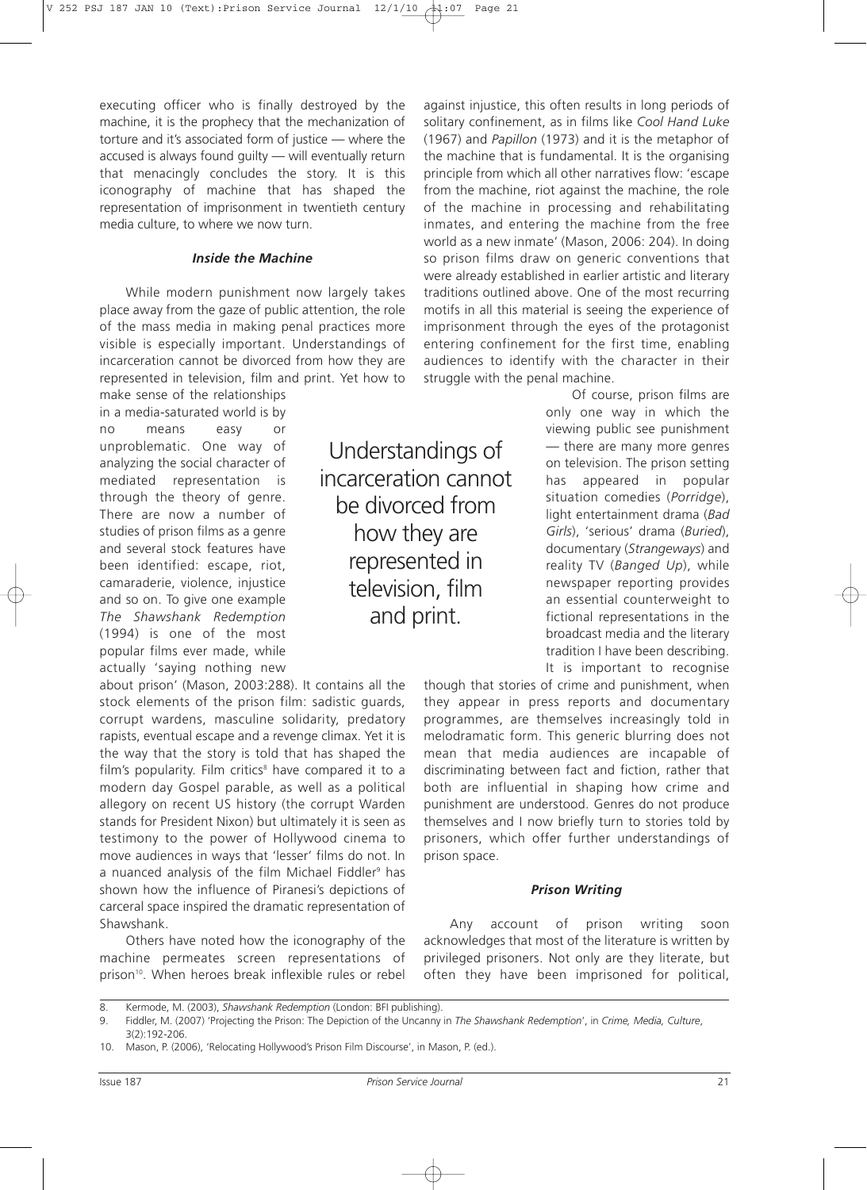executing officer who is finally destroyed by the machine, it is the prophecy that the mechanization of torture and it's associated form of justice — where the accused is always found guilty — will eventually return that menacingly concludes the story. It is this iconography of machine that has shaped the representation of imprisonment in twentieth century media culture, to where we now turn.

### *Inside the Machine*

While modern punishment now largely takes place away from the gaze of public attention, the role of the mass media in making penal practices more visible is especially important. Understandings of incarceration cannot be divorced from how they are represented in television, film and print. Yet how to make sense of the relationships in a media-saturated world is by no means easy or unproblematic. One way of analyzing the social character of mediated representation is through the theory of genre. There are now a number of studies of prison films as a genre and several stock features have been identified: escape, riot, camaraderie, violence, injustice and so on. To give one example *The Shawshank Redemption* (1994) is one of the most popular films ever made, while actually 'saying nothing new about prison' (Mason, 2003:288). It contains all the stock elements of the prison film: sadistic guards, corrupt wardens, masculine solidarity, predatory rapists, eventual escape and a revenge climax. Yet it is the way that the story is told that has shaped the film's popularity. Film critics[8] have compared it to a modern day Gospel parable, as well as a political allegory on recent US history (the corrupt Warden stands for President Nixon) but ultimately it is seen as testimony to the power of Hollywood cinema to move audiences in ways that 'lesser' films do not. In a nuanced analysis of the film Michael Fiddler[9] has shown how the influence of Piranesi's depictions of carceral space inspired the dramatic representation of Shawshank.

Others have noted how the iconography of the machine permeates screen representations of prison[10]. When heroes break inflexible rules or rebel against injustice, this often results in long periods of solitary confinement, as in films like *Cool Hand Luke* (1967) and *Papillon* (1973) and it is the metaphor of the machine that is fundamental. It is the organising principle from which all other narratives flow: 'escape from the machine, riot against the machine, the role of the machine in processing and rehabilitating inmates, and entering the machine from the free world as a new inmate' (Mason, 2006: 204). In doing so prison films draw on generic conventions that were already established in earlier artistic and literary traditions outlined above. One of the most recurring motifs in all this material is seeing the experience of imprisonment through the eyes of the protagonist entering confinement for the first time, enabling audiences to identify with the character in their struggle with the penal machine.

> Understandings of incarceration cannot be divorced from how they are represented in television, film and print.

Of course, prison films are only one way in which the viewing public see punishment — there are many more genres on television. The prison setting has appeared in popular situation comedies (*Porridge*), light entertainment drama (*Bad Girls*), 'serious' drama (*Buried*), documentary (*Strangeways*) and reality TV (*Banged Up*), while newspaper reporting provides an essential counterweight to fictional representations in the broadcast media and the literary tradition I have been describing. It is important to recognise though that stories of crime and punishment, when they appear in press reports and documentary programmes, are themselves increasingly told in melodramatic form. This generic blurring does not mean that media audiences are incapable of discriminating between fact and fiction, rather that both are influential in shaping how crime and punishment are understood. Genres do not produce themselves and I now briefly turn to stories told by prisoners, which offer further understandings of prison space.

### *Prison Writing*

Any account of prison writing soon acknowledges that most of the literature is written by privileged prisoners. Not only are they literate, but often they have been imprisoned for political,

---

8. Kermode, M. (2003), *Shawshank Redemption* (London: BFI publishing).
9. Fiddler, M. (2007) 'Projecting the Prison: The Depiction of the Uncanny in *The Shawshank Redemption*', in *Crime, Media, Culture*, 3(2):192-206.
10. Mason, P. (2006), 'Relocating Hollywood's Prison Film Discourse', in Mason, P. (ed.).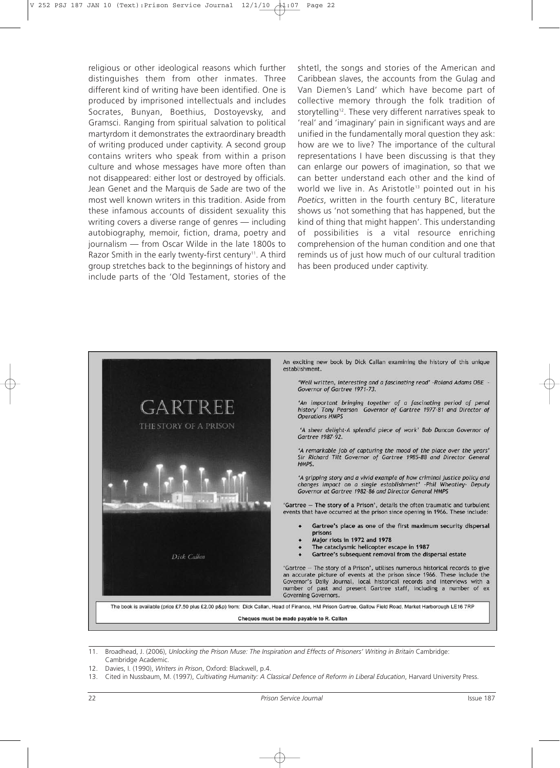religious or other ideological reasons which further distinguishes them from other inmates. Three different kind of writing have been identified. One is produced by imprisoned intellectuals and includes Socrates, Bunyan, Boethius, Dostoyevsky, and Gramsci. Ranging from spiritual salvation to political martyrdom it demonstrates the extraordinary breadth of writing produced under captivity. A second group contains writers who speak from within a prison culture and whose messages have more often than not disappeared: either lost or destroyed by officials. Jean Genet and the Marquis de Sade are two of the most well known writers in this tradition. Aside from these infamous accounts of dissident sexuality this writing covers a diverse range of genres — including autobiography, memoir, fiction, drama, poetry and journalism — from Oscar Wilde in the late 1800s to Razor Smith in the early twenty-first century[11]. A third group stretches back to the beginnings of history and include parts of the 'Old Testament, stories of the shtetl, the songs and stories of the American and Caribbean slaves, the accounts from the Gulag and Van Diemen's Land' which have become part of collective memory through the folk tradition of storytelling[12]. These very different narratives speak to 'real' and 'imaginary' pain in significant ways and are unified in the fundamentally moral question they ask: how are we to live? The importance of the cultural representations I have been discussing is that they can enlarge our powers of imagination, so that we can better understand each other and the kind of world we live in. As Aristotle[13] pointed out in his *Poetics*, written in the fourth century BC, literature shows us 'not something that has happened, but the kind of thing that might happen'. This understanding of possibilities is a vital resource enriching comprehension of the human condition and one that reminds us of just how much of our cultural tradition has been produced under captivity.

GARTREE

THE STORY OF A PRISON

Dick Callan

An exciting new book by Dick Callan examining the history of this unique establishment.

*'Well written, interesting and a fascinating read' -Roland Adams OBE - Governor of Gartree 1971-73.*

*'An important bringing together of a fascinating period of penal history' Tony Pearson Governor of Gartree 1977-81 and Director of Operations HMPS*

*'A sheer delight-A splendid piece of work' Bob Duncan Governor of Gartree 1987-92.*

*'A remarkable job of capturing the mood of the place over the years' Sir Richard Tilt Governor of Gartree 1985-88 and Director General HMPS.*

*'A gripping story and a vivid example of how criminal justice policy and changes impact on a single establishment' -Phil Wheatley- Deputy Governor at Gartree 1982-86 and Director General HMPS*

'**Gartree — The story of a Prison**', details the often traumatic and turbulent events that have occurred at the prison since opening in 1966. These include:

- **Gartree's place as one of the first maximum security dispersal prisons**
- **Major riots in 1972 and 1978**
- **The cataclysmic helicopter escape in 1987**
- **Gartree's subsequent removal from the dispersal estate**

'Gartree — The story of a Prison', **utilises numerous historical records to give an accurate picture of events at the prison since 1966. These include the Governor's Daily Journal, local historical records and interviews with a number of past and present Gartree staff, including a number of ex Governing Governors.**

The book is available (price £7.50 plus £2.00 p&p) from: Dick Callan, Head of Finance, HM Prison Gartree, Gallow Field Road, Market Harborough LE16 7RP

**Cheques must be made payable to R. Callan**

---

11. Broadhead, J. (2006), *Unlocking the Prison Muse: The Inspiration and Effects of Prisoners' Writing in Britain* Cambridge: Cambridge Academic.
12. Davies, I. (1990), *Writers in Prison*, Oxford: Blackwell, p.4.
13. Cited in Nussbaum, M. (1997), *Cultivating Humanity: A Classical Defence of Reform in Liberal Education*, Harvard University Press.